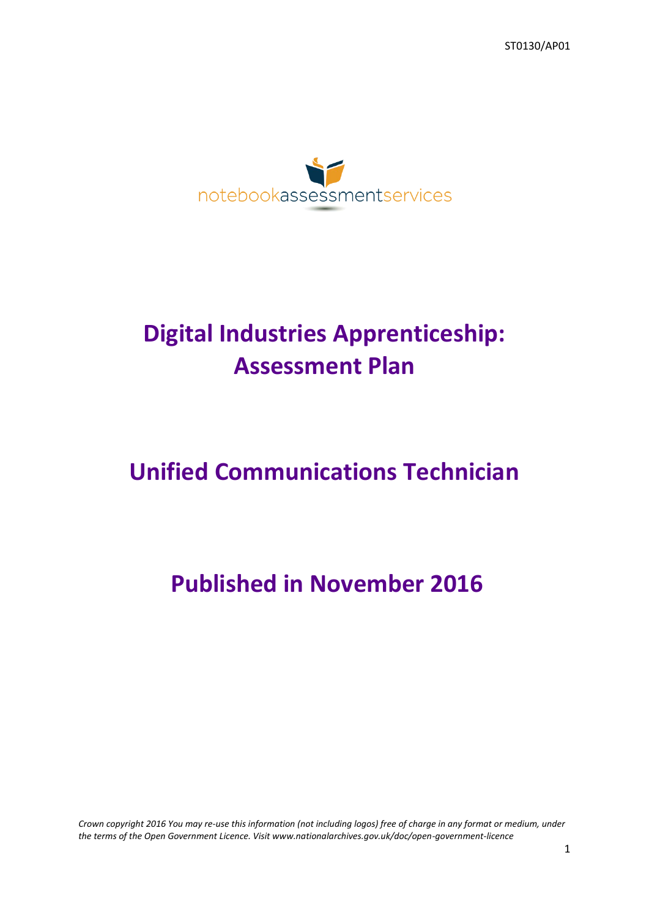ST0130/AP01

notebookassessmentservices

# Digital Industries Apprenticeship: Assessment Plan

# Unified Communications Technician

# Published in November 2016

*Crown copyright 2016 You may re-use this information (not including logos) free of charge in any format or medium, under the terms of the Open Government Licence. Visit www.nationalarchives.gov.uk/doc/open-government-licence*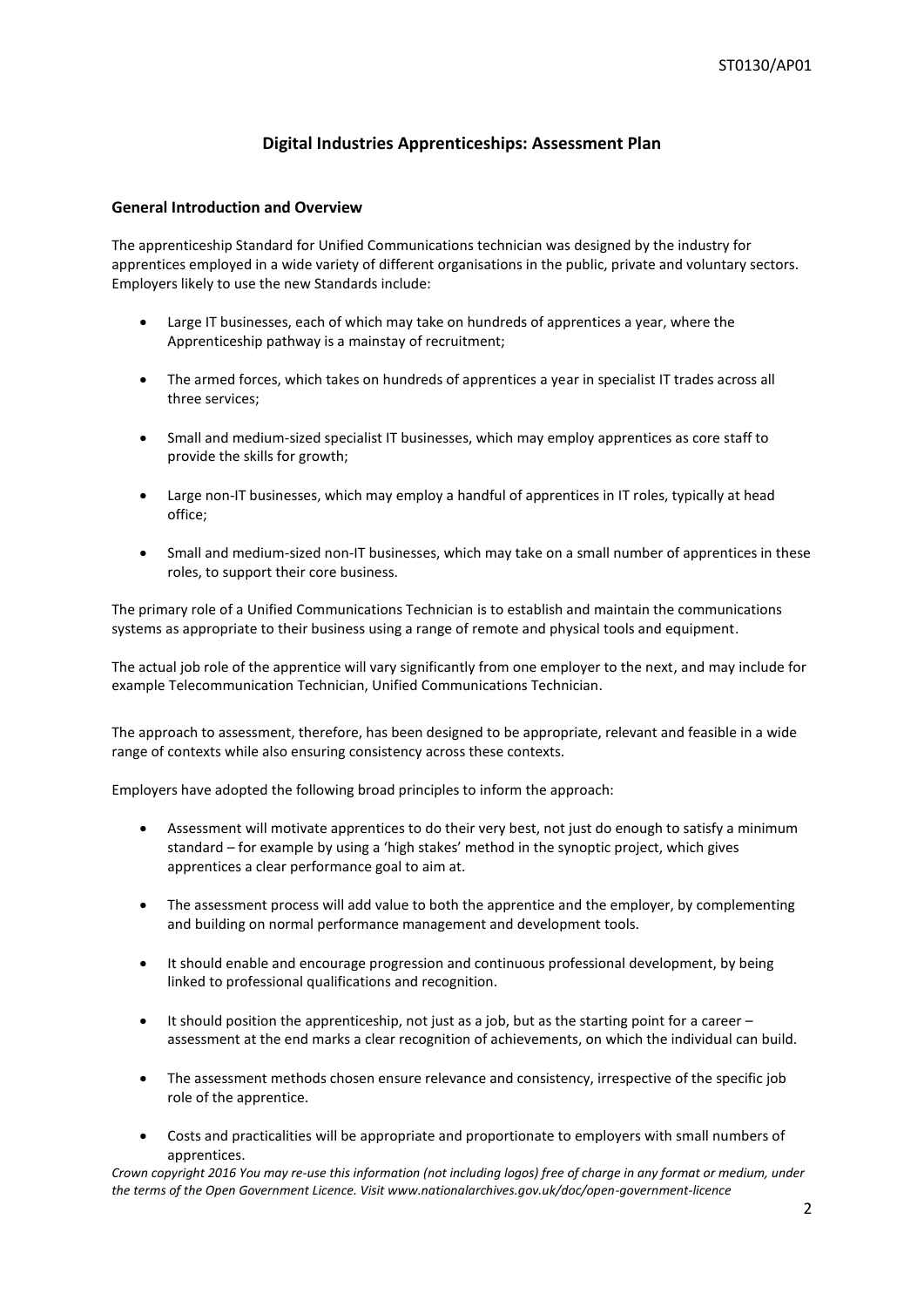# Digital Industries Apprenticeships: Assessment Plan

## General Introduction and Overview

The apprenticeship Standard for Unified Communications technician was designed by the industry for apprentices employed in a wide variety of different organisations in the public, private and voluntary sectors. Employers likely to use the new Standards include:

- Large IT businesses, each of which may take on hundreds of apprentices a year, where the Apprenticeship pathway is a mainstay of recruitment;
- The armed forces, which takes on hundreds of apprentices a year in specialist IT trades across all three services;
- Small and medium-sized specialist IT businesses, which may employ apprentices as core staff to provide the skills for growth;
- Large non-IT businesses, which may employ a handful of apprentices in IT roles, typically at head office;
- Small and medium-sized non-IT businesses, which may take on a small number of apprentices in these roles, to support their core business.

The primary role of a Unified Communications Technician is to establish and maintain the communications systems as appropriate to their business using a range of remote and physical tools and equipment.

The actual job role of the apprentice will vary significantly from one employer to the next, and may include for example Telecommunication Technician, Unified Communications Technician.

The approach to assessment, therefore, has been designed to be appropriate, relevant and feasible in a wide range of contexts while also ensuring consistency across these contexts.

Employers have adopted the following broad principles to inform the approach:

- Assessment will motivate apprentices to do their very best, not just do enough to satisfy a minimum standard – for example by using a 'high stakes' method in the synoptic project, which gives apprentices a clear performance goal to aim at.
- The assessment process will add value to both the apprentice and the employer, by complementing and building on normal performance management and development tools.
- It should enable and encourage progression and continuous professional development, by being linked to professional qualifications and recognition.
- It should position the apprenticeship, not just as a job, but as the starting point for a career – assessment at the end marks a clear recognition of achievements, on which the individual can build.
- The assessment methods chosen ensure relevance and consistency, irrespective of the specific job role of the apprentice.
- Costs and practicalities will be appropriate and proportionate to employers with small numbers of apprentices.

*Crown copyright 2016 You may re-use this information (not including logos) free of charge in any format or medium, under the terms of the Open Government Licence. Visit www.nationalarchives.gov.uk/doc/open-government-licence*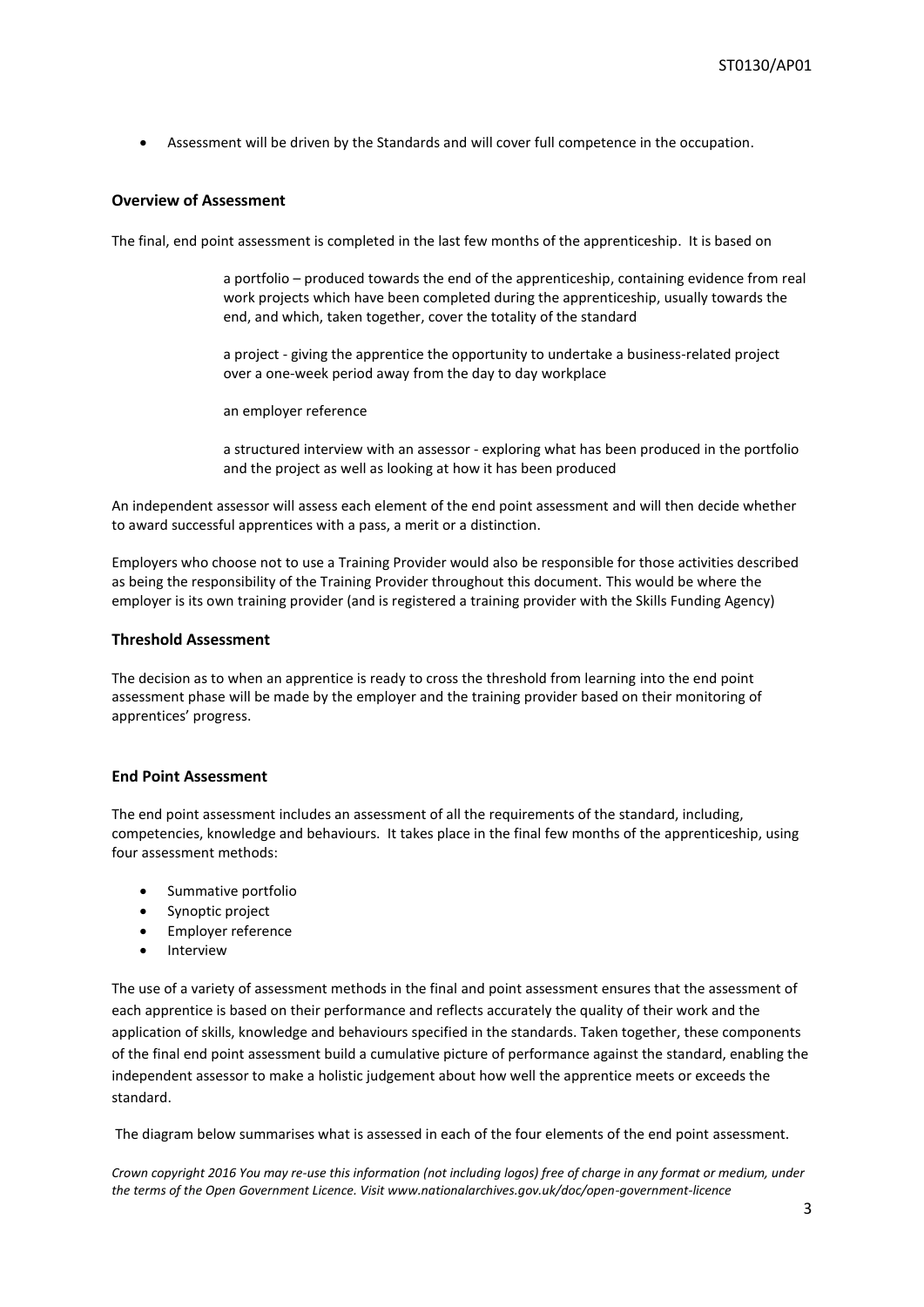- Assessment will be driven by the Standards and will cover full competence in the occupation.

### Overview of Assessment

The final, end point assessment is completed in the last few months of the apprenticeship. It is based on

a portfolio – produced towards the end of the apprenticeship, containing evidence from real work projects which have been completed during the apprenticeship, usually towards the end, and which, taken together, cover the totality of the standard

a project - giving the apprentice the opportunity to undertake a business-related project over a one-week period away from the day to day workplace

an employer reference

a structured interview with an assessor - exploring what has been produced in the portfolio and the project as well as looking at how it has been produced

An independent assessor will assess each element of the end point assessment and will then decide whether to award successful apprentices with a pass, a merit or a distinction.

Employers who choose not to use a Training Provider would also be responsible for those activities described as being the responsibility of the Training Provider throughout this document. This would be where the employer is its own training provider (and is registered a training provider with the Skills Funding Agency)

### Threshold Assessment

The decision as to when an apprentice is ready to cross the threshold from learning into the end point assessment phase will be made by the employer and the training provider based on their monitoring of apprentices' progress.

### End Point Assessment

The end point assessment includes an assessment of all the requirements of the standard, including, competencies, knowledge and behaviours. It takes place in the final few months of the apprenticeship, using four assessment methods:

- Summative portfolio
- Synoptic project
- Employer reference
- Interview

The use of a variety of assessment methods in the final and point assessment ensures that the assessment of each apprentice is based on their performance and reflects accurately the quality of their work and the application of skills, knowledge and behaviours specified in the standards. Taken together, these components of the final end point assessment build a cumulative picture of performance against the standard, enabling the independent assessor to make a holistic judgement about how well the apprentice meets or exceeds the standard.

The diagram below summarises what is assessed in each of the four elements of the end point assessment.

*Crown copyright 2016 You may re-use this information (not including logos) free of charge in any format or medium, under the terms of the Open Government Licence. Visit www.nationalarchives.gov.uk/doc/open-government-licence*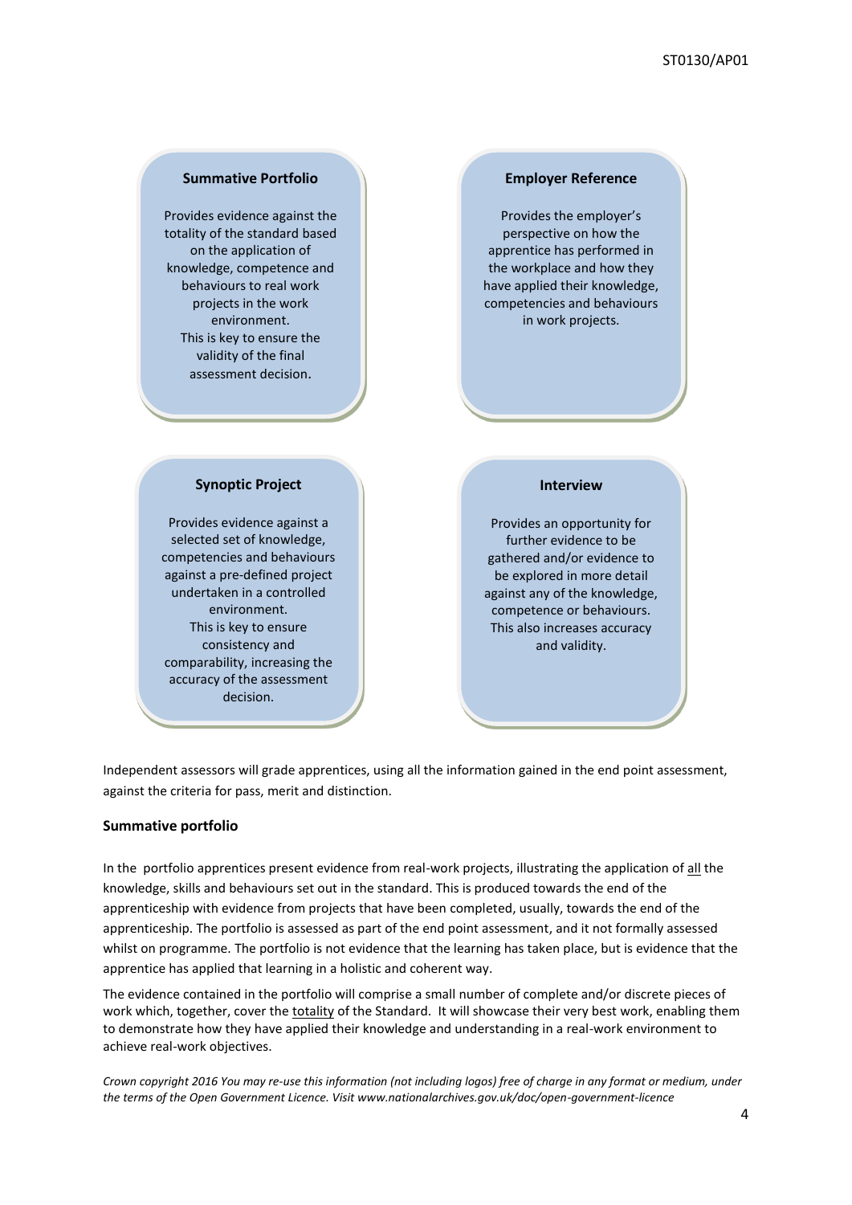**Summative Portfolio**

Provides evidence against the totality of the standard based on the application of knowledge, competence and behaviours to real work projects in the work environment.
This is key to ensure the validity of the final assessment decision.

**Employer Reference**

Provides the employer's perspective on how the apprentice has performed in the workplace and how they have applied their knowledge, competencies and behaviours in work projects.

**Synoptic Project**

Provides evidence against a selected set of knowledge, competencies and behaviours against a pre-defined project undertaken in a controlled environment.
This is key to ensure consistency and comparability, increasing the accuracy of the assessment decision.

**Interview**

Provides an opportunity for further evidence to be gathered and/or evidence to be explored in more detail against any of the knowledge, competence or behaviours.
This also increases accuracy and validity.

Independent assessors will grade apprentices, using all the information gained in the end point assessment, against the criteria for pass, merit and distinction.

**Summative portfolio**

In the portfolio apprentices present evidence from real-work projects, illustrating the application of all the knowledge, skills and behaviours set out in the standard. This is produced towards the end of the apprenticeship with evidence from projects that have been completed, usually, towards the end of the apprenticeship. The portfolio is assessed as part of the end point assessment, and it not formally assessed whilst on programme. The portfolio is not evidence that the learning has taken place, but is evidence that the apprentice has applied that learning in a holistic and coherent way.

The evidence contained in the portfolio will comprise a small number of complete and/or discrete pieces of work which, together, cover the totality of the Standard. It will showcase their very best work, enabling them to demonstrate how they have applied their knowledge and understanding in a real-work environment to achieve real-work objectives.

*Crown copyright 2016 You may re-use this information (not including logos) free of charge in any format or medium, under the terms of the Open Government Licence. Visit www.nationalarchives.gov.uk/doc/open-government-licence*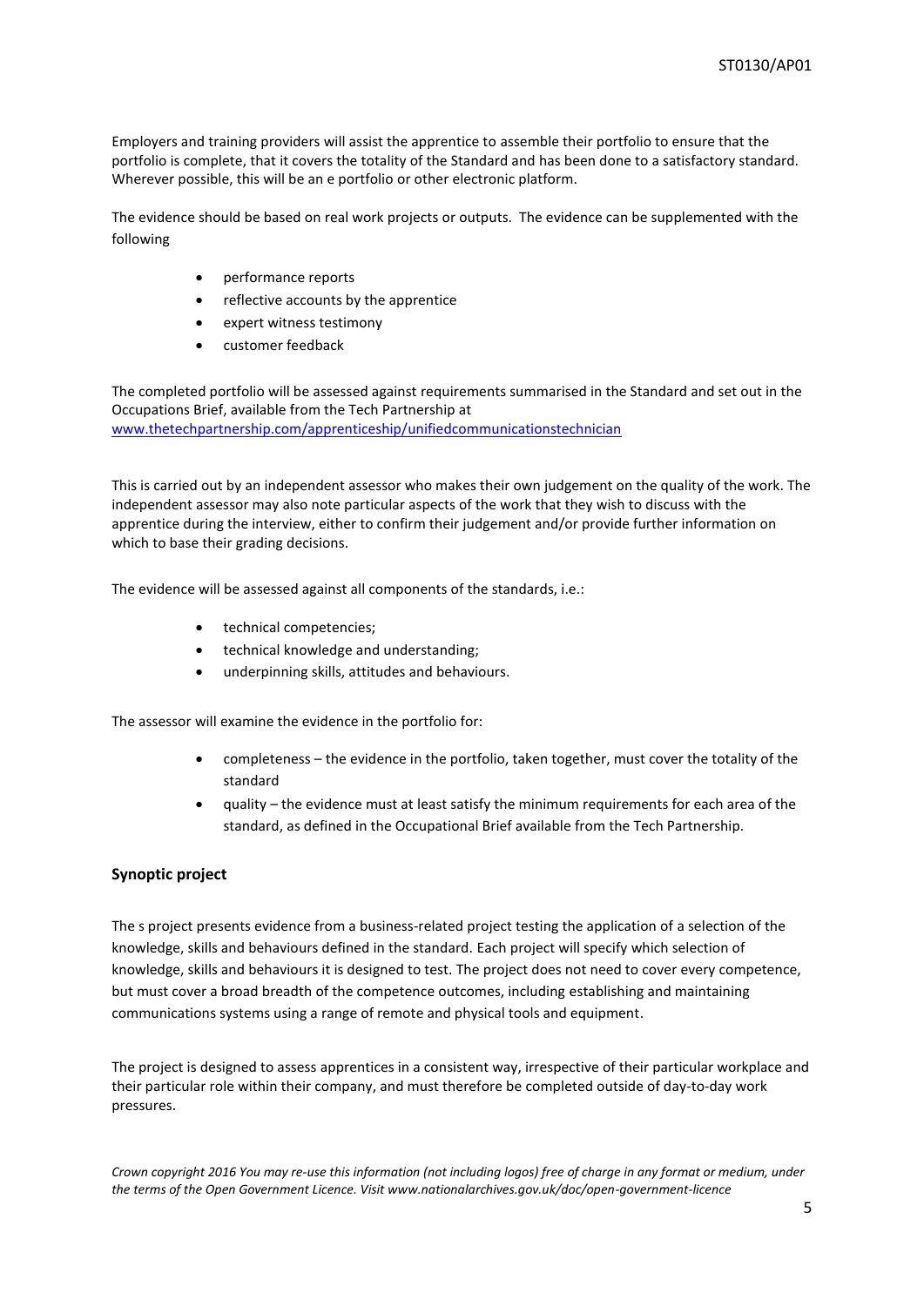Employers and training providers will assist the apprentice to assemble their portfolio to ensure that the portfolio is complete, that it covers the totality of the Standard and has been done to a satisfactory standard. Wherever possible, this will be an e portfolio or other electronic platform.

The evidence should be based on real work projects or outputs. The evidence can be supplemented with the following

- performance reports
- reflective accounts by the apprentice
- expert witness testimony
- customer feedback

The completed portfolio will be assessed against requirements summarised in the Standard and set out in the Occupations Brief, available from the Tech Partnership at [www.thetechpartnership.com/apprenticeship/unifiedcommunicationstechnician](www.thetechpartnership.com/apprenticeship/unifiedcommunicationstechnician)

This is carried out by an independent assessor who makes their own judgement on the quality of the work. The independent assessor may also note particular aspects of the work that they wish to discuss with the apprentice during the interview, either to confirm their judgement and/or provide further information on which to base their grading decisions.

The evidence will be assessed against all components of the standards, i.e.:

- technical competencies;
- technical knowledge and understanding;
- underpinning skills, attitudes and behaviours.

The assessor will examine the evidence in the portfolio for:

- completeness – the evidence in the portfolio, taken together, must cover the totality of the standard
- quality – the evidence must at least satisfy the minimum requirements for each area of the standard, as defined in the Occupational Brief available from the Tech Partnership.

### Synoptic project

The s project presents evidence from a business-related project testing the application of a selection of the knowledge, skills and behaviours defined in the standard. Each project will specify which selection of knowledge, skills and behaviours it is designed to test. The project does not need to cover every competence, but must cover a broad breadth of the competence outcomes, including establishing and maintaining communications systems using a range of remote and physical tools and equipment.

The project is designed to assess apprentices in a consistent way, irrespective of their particular workplace and their particular role within their company, and must therefore be completed outside of day-to-day work pressures.

*Crown copyright 2016 You may re-use this information (not including logos) free of charge in any format or medium, under the terms of the Open Government Licence. Visit www.nationalarchives.gov.uk/doc/open-government-licence*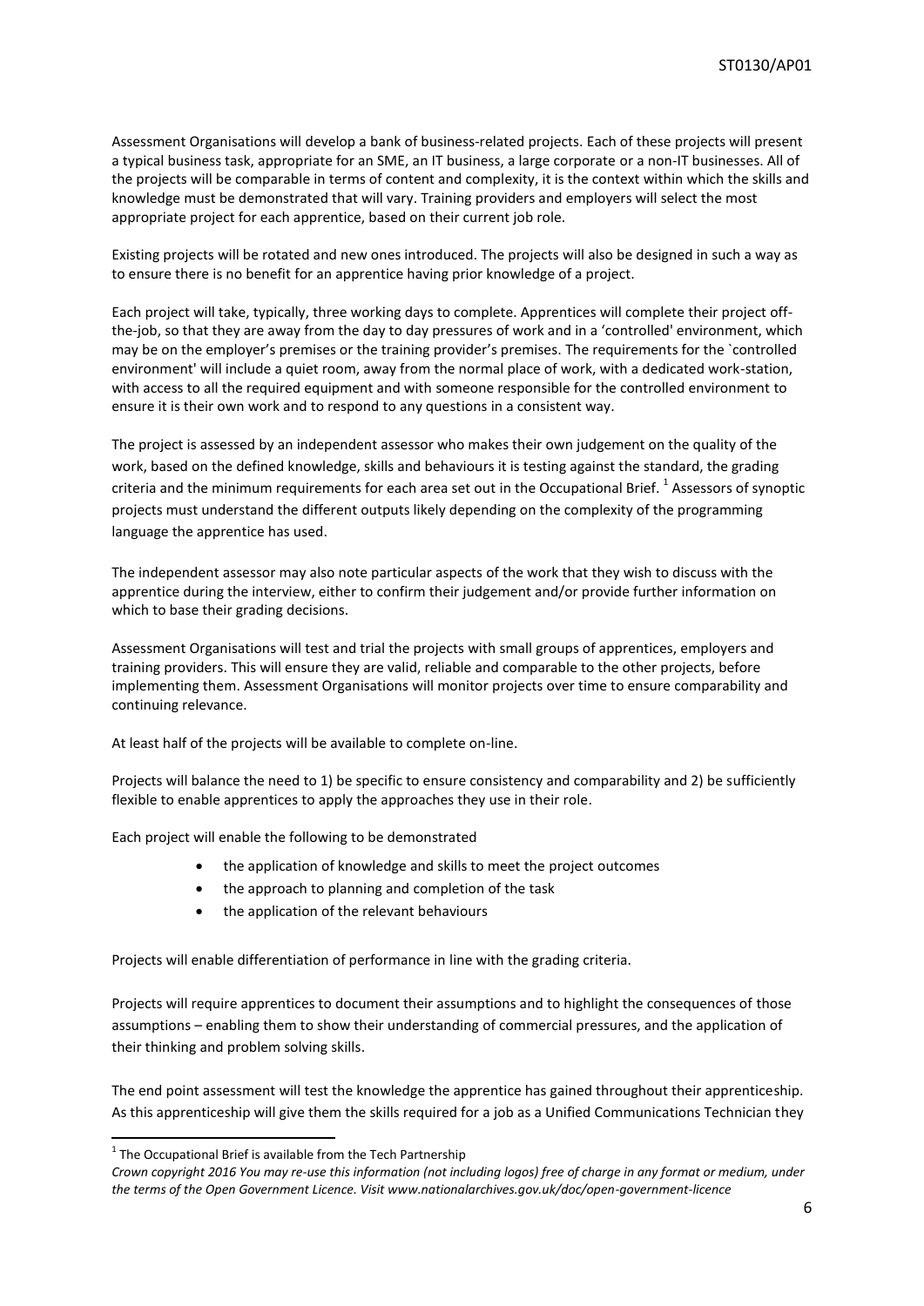Assessment Organisations will develop a bank of business-related projects. Each of these projects will present a typical business task, appropriate for an SME, an IT business, a large corporate or a non-IT businesses. All of the projects will be comparable in terms of content and complexity, it is the context within which the skills and knowledge must be demonstrated that will vary. Training providers and employers will select the most appropriate project for each apprentice, based on their current job role.

Existing projects will be rotated and new ones introduced. The projects will also be designed in such a way as to ensure there is no benefit for an apprentice having prior knowledge of a project.

Each project will take, typically, three working days to complete. Apprentices will complete their project off-the-job, so that they are away from the day to day pressures of work and in a 'controlled' environment, which may be on the employer's premises or the training provider's premises. The requirements for the `controlled environment' will include a quiet room, away from the normal place of work, with a dedicated work-station, with access to all the required equipment and with someone responsible for the controlled environment to ensure it is their own work and to respond to any questions in a consistent way.

The project is assessed by an independent assessor who makes their own judgement on the quality of the work, based on the defined knowledge, skills and behaviours it is testing against the standard, the grading criteria and the minimum requirements for each area set out in the Occupational Brief. [1] Assessors of synoptic projects must understand the different outputs likely depending on the complexity of the programming language the apprentice has used.

The independent assessor may also note particular aspects of the work that they wish to discuss with the apprentice during the interview, either to confirm their judgement and/or provide further information on which to base their grading decisions.

Assessment Organisations will test and trial the projects with small groups of apprentices, employers and training providers. This will ensure they are valid, reliable and comparable to the other projects, before implementing them. Assessment Organisations will monitor projects over time to ensure comparability and continuing relevance.

At least half of the projects will be available to complete on-line.

Projects will balance the need to 1) be specific to ensure consistency and comparability and 2) be sufficiently flexible to enable apprentices to apply the approaches they use in their role.

Each project will enable the following to be demonstrated

- the application of knowledge and skills to meet the project outcomes
- the approach to planning and completion of the task
- the application of the relevant behaviours

Projects will enable differentiation of performance in line with the grading criteria.

Projects will require apprentices to document their assumptions and to highlight the consequences of those assumptions – enabling them to show their understanding of commercial pressures, and the application of their thinking and problem solving skills.

The end point assessment will test the knowledge the apprentice has gained throughout their apprenticeship. As this apprenticeship will give them the skills required for a job as a Unified Communications Technician they

[1] The Occupational Brief is available from the Tech Partnership

*Crown copyright 2016 You may re-use this information (not including logos) free of charge in any format or medium, under the terms of the Open Government Licence. Visit www.nationalarchives.gov.uk/doc/open-government-licence*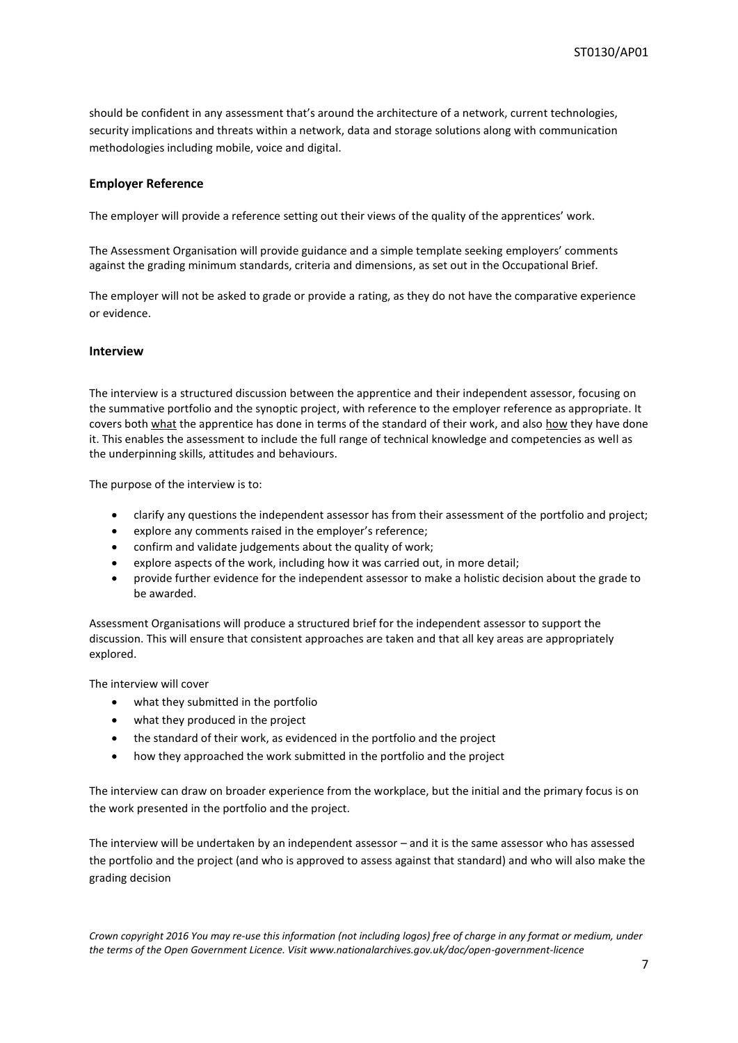should be confident in any assessment that's around the architecture of a network, current technologies, security implications and threats within a network, data and storage solutions along with communication methodologies including mobile, voice and digital.

### Employer Reference

The employer will provide a reference setting out their views of the quality of the apprentices' work.

The Assessment Organisation will provide guidance and a simple template seeking employers' comments against the grading minimum standards, criteria and dimensions, as set out in the Occupational Brief.

The employer will not be asked to grade or provide a rating, as they do not have the comparative experience or evidence.

### Interview

The interview is a structured discussion between the apprentice and their independent assessor, focusing on the summative portfolio and the synoptic project, with reference to the employer reference as appropriate. It covers both <u>what</u> the apprentice has done in terms of the standard of their work, and also <u>how</u> they have done it. This enables the assessment to include the full range of technical knowledge and competencies as well as the underpinning skills, attitudes and behaviours.

The purpose of the interview is to:

- clarify any questions the independent assessor has from their assessment of the portfolio and project;
- explore any comments raised in the employer's reference;
- confirm and validate judgements about the quality of work;
- explore aspects of the work, including how it was carried out, in more detail;
- provide further evidence for the independent assessor to make a holistic decision about the grade to be awarded.

Assessment Organisations will produce a structured brief for the independent assessor to support the discussion. This will ensure that consistent approaches are taken and that all key areas are appropriately explored.

The interview will cover

- what they submitted in the portfolio
- what they produced in the project
- the standard of their work, as evidenced in the portfolio and the project
- how they approached the work submitted in the portfolio and the project

The interview can draw on broader experience from the workplace, but the initial and the primary focus is on the work presented in the portfolio and the project.

The interview will be undertaken by an independent assessor – and it is the same assessor who has assessed the portfolio and the project (and who is approved to assess against that standard) and who will also make the grading decision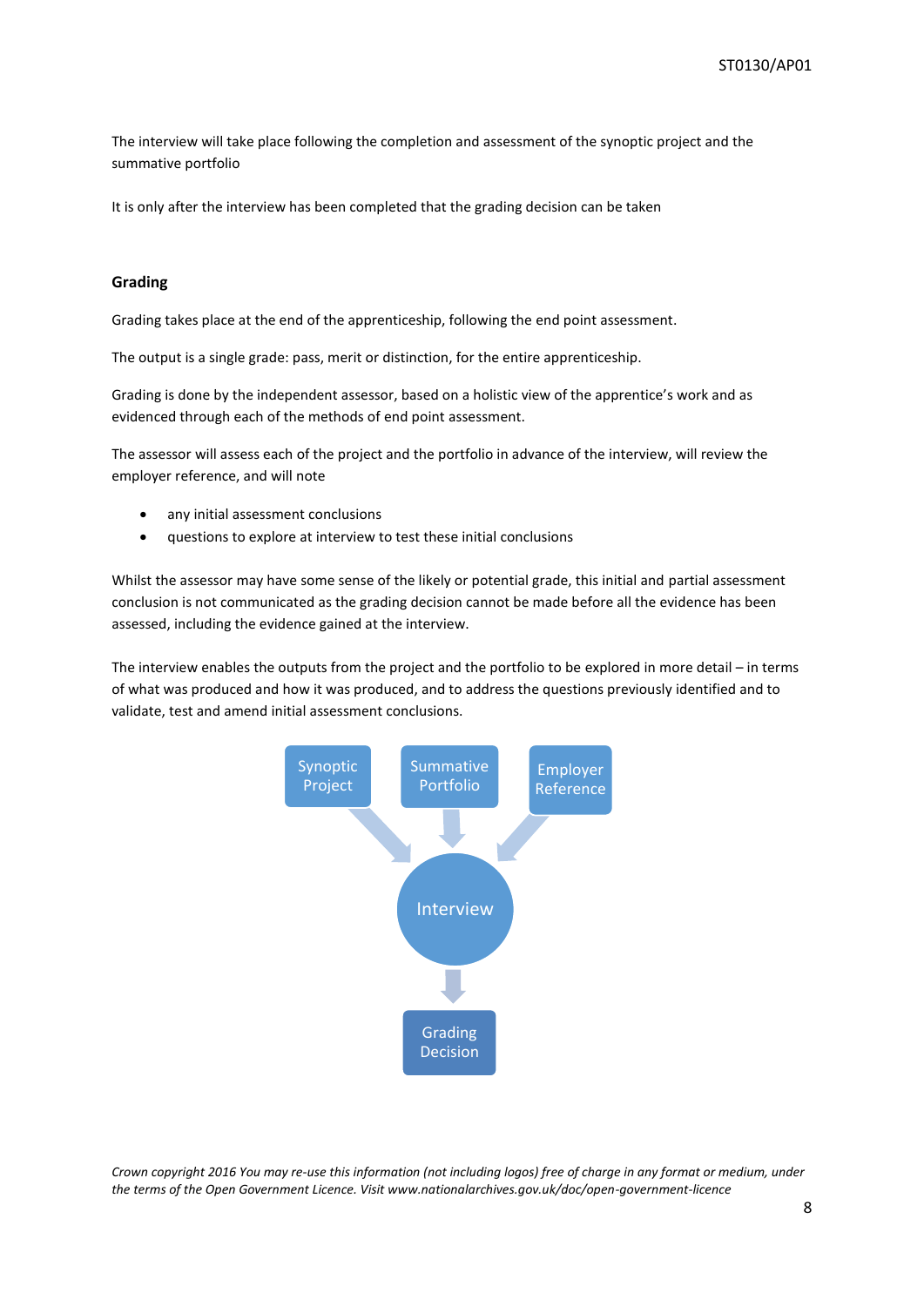The interview will take place following the completion and assessment of the synoptic project and the summative portfolio

It is only after the interview has been completed that the grading decision can be taken

**Grading**

Grading takes place at the end of the apprenticeship, following the end point assessment.

The output is a single grade: pass, merit or distinction, for the entire apprenticeship.

Grading is done by the independent assessor, based on a holistic view of the apprentice's work and as evidenced through each of the methods of end point assessment.

The assessor will assess each of the project and the portfolio in advance of the interview, will review the employer reference, and will note

- any initial assessment conclusions
- questions to explore at interview to test these initial conclusions

Whilst the assessor may have some sense of the likely or potential grade, this initial and partial assessment conclusion is not communicated as the grading decision cannot be made before all the evidence has been assessed, including the evidence gained at the interview.

The interview enables the outputs from the project and the portfolio to be explored in more detail – in terms of what was produced and how it was produced, and to address the questions previously identified and to validate, test and amend initial assessment conclusions.

Synoptic Project

Summative Portfolio

Employer Reference

Interview

Grading Decision

*Crown copyright 2016 You may re-use this information (not including logos) free of charge in any format or medium, under the terms of the Open Government Licence. Visit www.nationalarchives.gov.uk/doc/open-government-licence*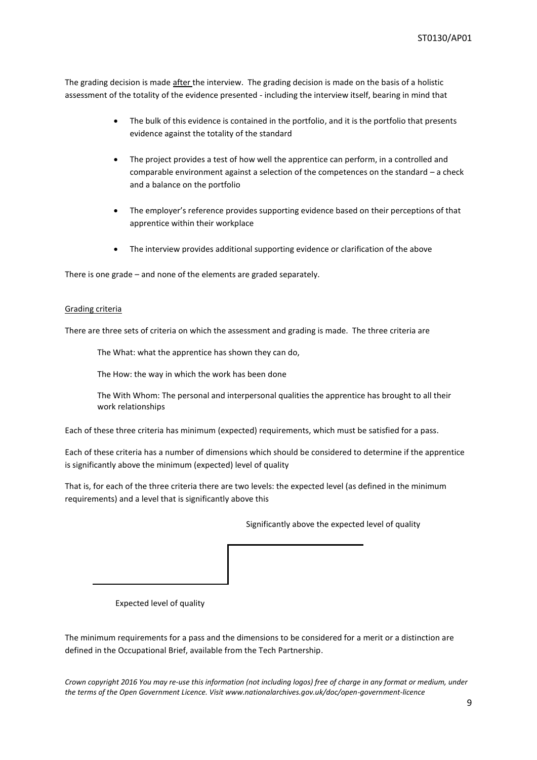The grading decision is made after the interview. The grading decision is made on the basis of a holistic assessment of the totality of the evidence presented - including the interview itself, bearing in mind that

- The bulk of this evidence is contained in the portfolio, and it is the portfolio that presents evidence against the totality of the standard
- The project provides a test of how well the apprentice can perform, in a controlled and comparable environment against a selection of the competences on the standard – a check and a balance on the portfolio
- The employer's reference provides supporting evidence based on their perceptions of that apprentice within their workplace
- The interview provides additional supporting evidence or clarification of the above

There is one grade – and none of the elements are graded separately.

Grading criteria

There are three sets of criteria on which the assessment and grading is made. The three criteria are

The What: what the apprentice has shown they can do,

The How: the way in which the work has been done

The With Whom: The personal and interpersonal qualities the apprentice has brought to all their work relationships

Each of these three criteria has minimum (expected) requirements, which must be satisfied for a pass.

Each of these criteria has a number of dimensions which should be considered to determine if the apprentice is significantly above the minimum (expected) level of quality

That is, for each of the three criteria there are two levels: the expected level (as defined in the minimum requirements) and a level that is significantly above this

Significantly above the expected level of quality

Expected level of quality

The minimum requirements for a pass and the dimensions to be considered for a merit or a distinction are defined in the Occupational Brief, available from the Tech Partnership.

*Crown copyright 2016 You may re-use this information (not including logos) free of charge in any format or medium, under the terms of the Open Government Licence. Visit www.nationalarchives.gov.uk/doc/open-government-licence*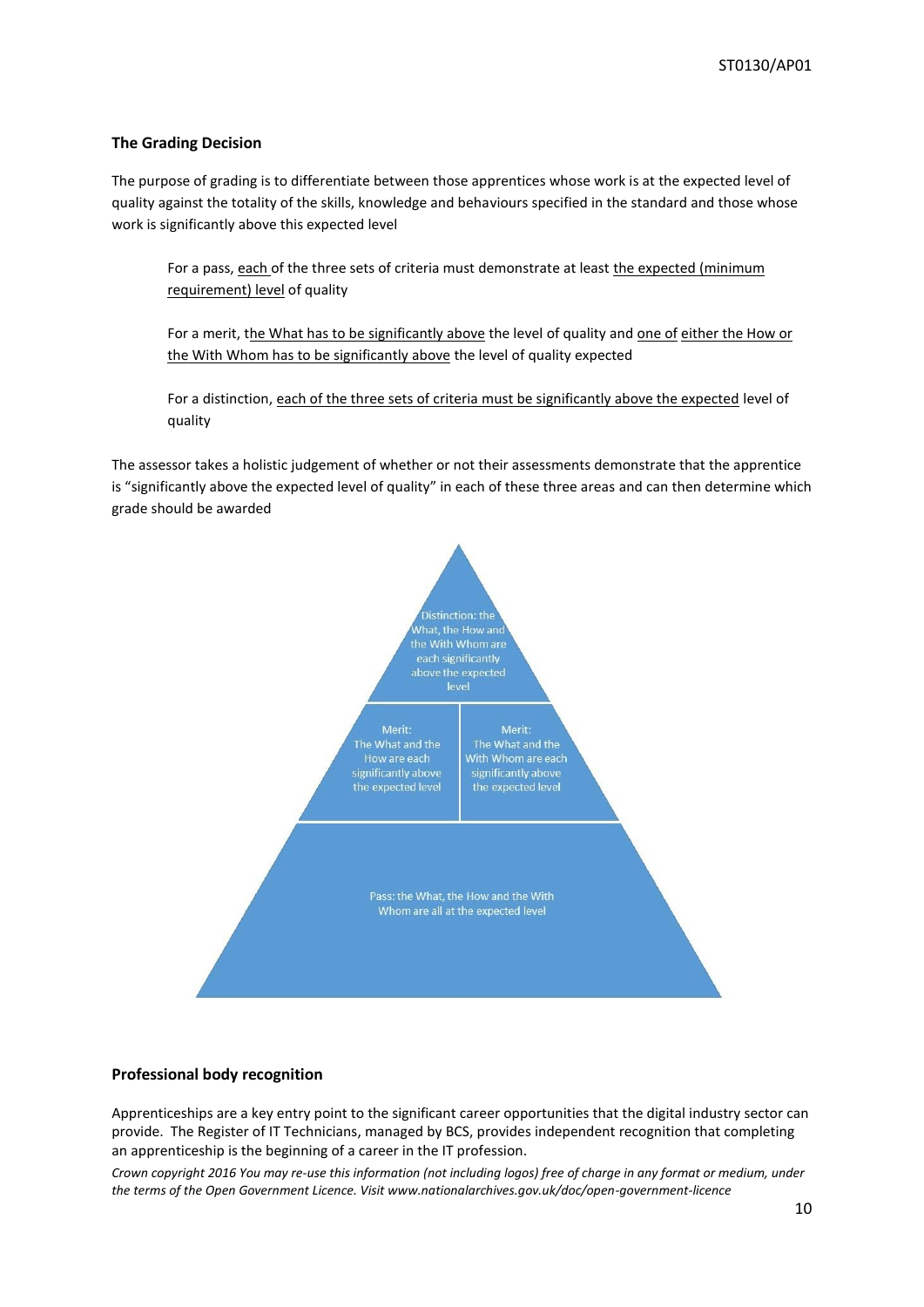### The Grading Decision

The purpose of grading is to differentiate between those apprentices whose work is at the expected level of quality against the totality of the skills, knowledge and behaviours specified in the standard and those whose work is significantly above this expected level

For a pass, each of the three sets of criteria must demonstrate at least the expected (minimum requirement) level of quality

For a merit, the What has to be significantly above the level of quality and one of either the How or the With Whom has to be significantly above the level of quality expected

For a distinction, each of the three sets of criteria must be significantly above the expected level of quality

The assessor takes a holistic judgement of whether or not their assessments demonstrate that the apprentice is "significantly above the expected level of quality" in each of these three areas and can then determine which grade should be awarded

Distinction: the What, the How and the With Whom are each significantly above the expected level

Merit: The What and the How are each significantly above the expected level

Merit: The What and the With Whom are each significantly above the expected level

Pass: the What, the How and the With Whom are all at the expected level

### Professional body recognition

Apprenticeships are a key entry point to the significant career opportunities that the digital industry sector can provide. The Register of IT Technicians, managed by BCS, provides independent recognition that completing an apprenticeship is the beginning of a career in the IT profession.

*Crown copyright 2016 You may re-use this information (not including logos) free of charge in any format or medium, under the terms of the Open Government Licence. Visit www.nationalarchives.gov.uk/doc/open-government-licence*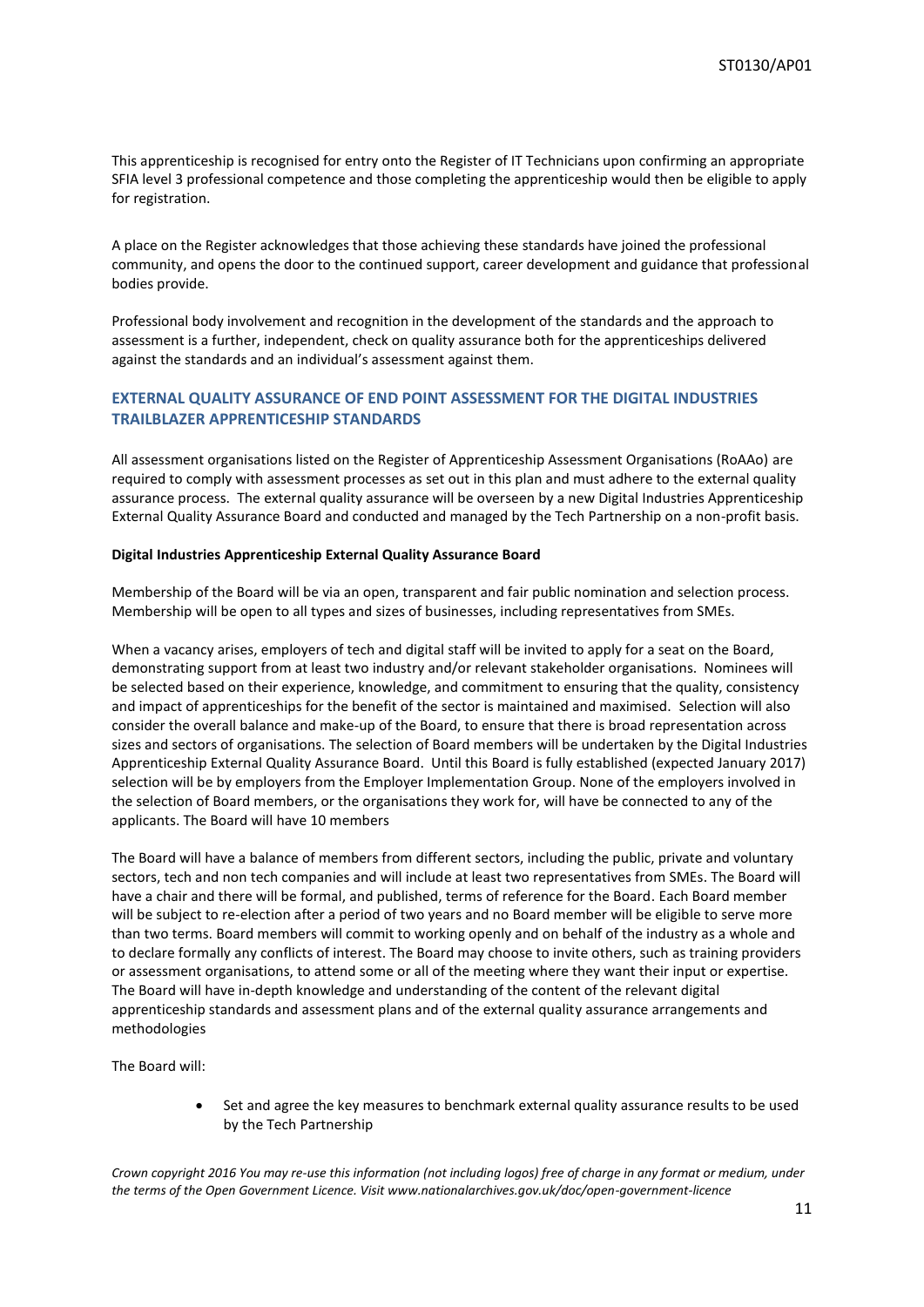This apprenticeship is recognised for entry onto the Register of IT Technicians upon confirming an appropriate SFIA level 3 professional competence and those completing the apprenticeship would then be eligible to apply for registration.

A place on the Register acknowledges that those achieving these standards have joined the professional community, and opens the door to the continued support, career development and guidance that professional bodies provide.

Professional body involvement and recognition in the development of the standards and the approach to assessment is a further, independent, check on quality assurance both for the apprenticeships delivered against the standards and an individual's assessment against them.

## EXTERNAL QUALITY ASSURANCE OF END POINT ASSESSMENT FOR THE DIGITAL INDUSTRIES TRAILBLAZER APPRENTICESHIP STANDARDS

All assessment organisations listed on the Register of Apprenticeship Assessment Organisations (RoAAo) are required to comply with assessment processes as set out in this plan and must adhere to the external quality assurance process. The external quality assurance will be overseen by a new Digital Industries Apprenticeship External Quality Assurance Board and conducted and managed by the Tech Partnership on a non-profit basis.

**Digital Industries Apprenticeship External Quality Assurance Board**

Membership of the Board will be via an open, transparent and fair public nomination and selection process. Membership will be open to all types and sizes of businesses, including representatives from SMEs.

When a vacancy arises, employers of tech and digital staff will be invited to apply for a seat on the Board, demonstrating support from at least two industry and/or relevant stakeholder organisations. Nominees will be selected based on their experience, knowledge, and commitment to ensuring that the quality, consistency and impact of apprenticeships for the benefit of the sector is maintained and maximised. Selection will also consider the overall balance and make-up of the Board, to ensure that there is broad representation across sizes and sectors of organisations. The selection of Board members will be undertaken by the Digital Industries Apprenticeship External Quality Assurance Board. Until this Board is fully established (expected January 2017) selection will be by employers from the Employer Implementation Group. None of the employers involved in the selection of Board members, or the organisations they work for, will have be connected to any of the applicants. The Board will have 10 members

The Board will have a balance of members from different sectors, including the public, private and voluntary sectors, tech and non tech companies and will include at least two representatives from SMEs. The Board will have a chair and there will be formal, and published, terms of reference for the Board. Each Board member will be subject to re-election after a period of two years and no Board member will be eligible to serve more than two terms. Board members will commit to working openly and on behalf of the industry as a whole and to declare formally any conflicts of interest. The Board may choose to invite others, such as training providers or assessment organisations, to attend some or all of the meeting where they want their input or expertise. The Board will have in-depth knowledge and understanding of the content of the relevant digital apprenticeship standards and assessment plans and of the external quality assurance arrangements and methodologies

The Board will:

- Set and agree the key measures to benchmark external quality assurance results to be used by the Tech Partnership

*Crown copyright 2016 You may re-use this information (not including logos) free of charge in any format or medium, under the terms of the Open Government Licence. Visit www.nationalarchives.gov.uk/doc/open-government-licence*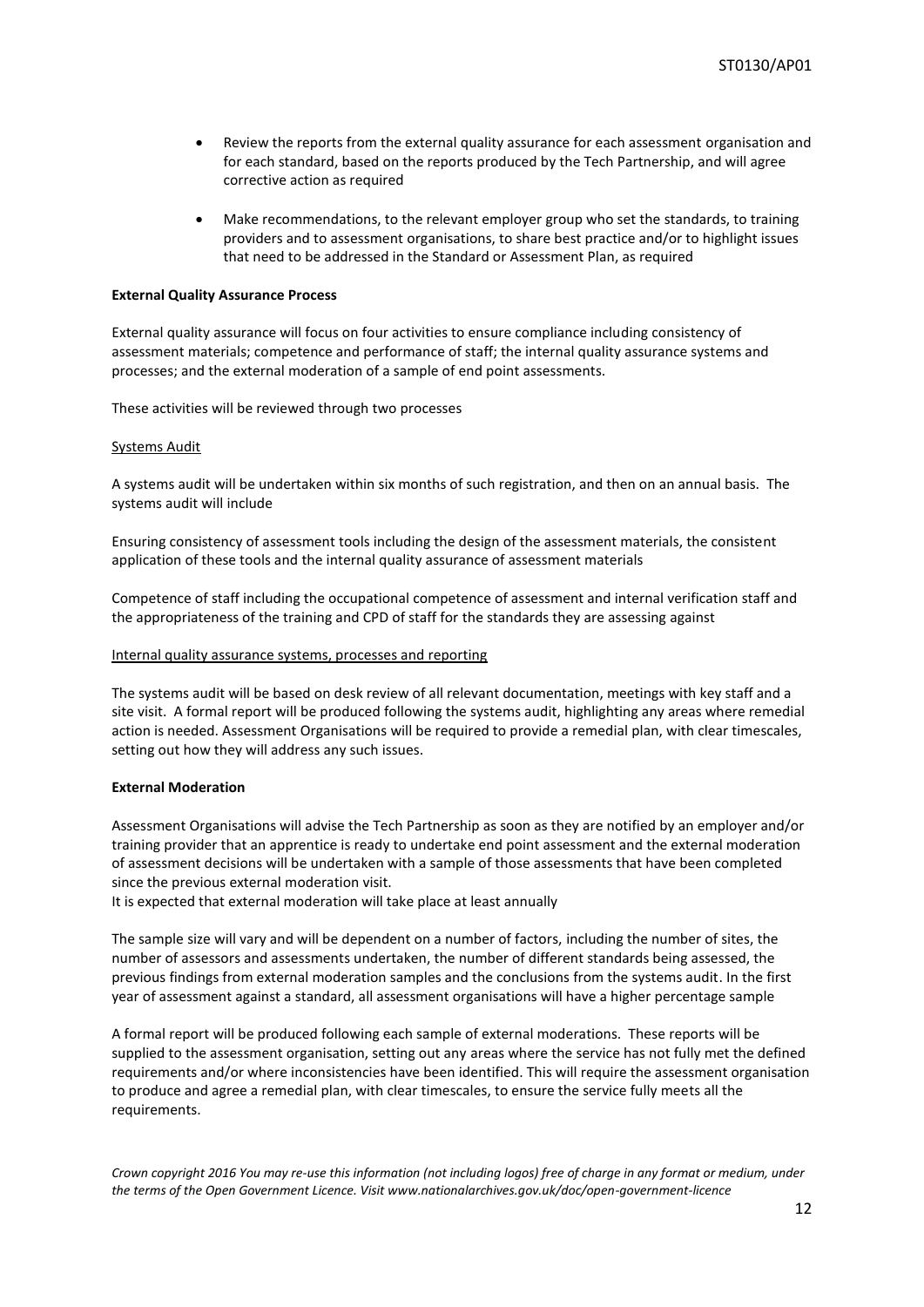- Review the reports from the external quality assurance for each assessment organisation and for each standard, based on the reports produced by the Tech Partnership, and will agree corrective action as required

- Make recommendations, to the relevant employer group who set the standards, to training providers and to assessment organisations, to share best practice and/or to highlight issues that need to be addressed in the Standard or Assessment Plan, as required

**External Quality Assurance Process**

External quality assurance will focus on four activities to ensure compliance including consistency of assessment materials; competence and performance of staff; the internal quality assurance systems and processes; and the external moderation of a sample of end point assessments.

These activities will be reviewed through two processes

Systems Audit

A systems audit will be undertaken within six months of such registration, and then on an annual basis. The systems audit will include

Ensuring consistency of assessment tools including the design of the assessment materials, the consistent application of these tools and the internal quality assurance of assessment materials

Competence of staff including the occupational competence of assessment and internal verification staff and the appropriateness of the training and CPD of staff for the standards they are assessing against

Internal quality assurance systems, processes and reporting

The systems audit will be based on desk review of all relevant documentation, meetings with key staff and a site visit. A formal report will be produced following the systems audit, highlighting any areas where remedial action is needed. Assessment Organisations will be required to provide a remedial plan, with clear timescales, setting out how they will address any such issues.

**External Moderation**

Assessment Organisations will advise the Tech Partnership as soon as they are notified by an employer and/or training provider that an apprentice is ready to undertake end point assessment and the external moderation of assessment decisions will be undertaken with a sample of those assessments that have been completed since the previous external moderation visit.
It is expected that external moderation will take place at least annually

The sample size will vary and will be dependent on a number of factors, including the number of sites, the number of assessors and assessments undertaken, the number of different standards being assessed, the previous findings from external moderation samples and the conclusions from the systems audit. In the first year of assessment against a standard, all assessment organisations will have a higher percentage sample

A formal report will be produced following each sample of external moderations. These reports will be supplied to the assessment organisation, setting out any areas where the service has not fully met the defined requirements and/or where inconsistencies have been identified. This will require the assessment organisation to produce and agree a remedial plan, with clear timescales, to ensure the service fully meets all the requirements.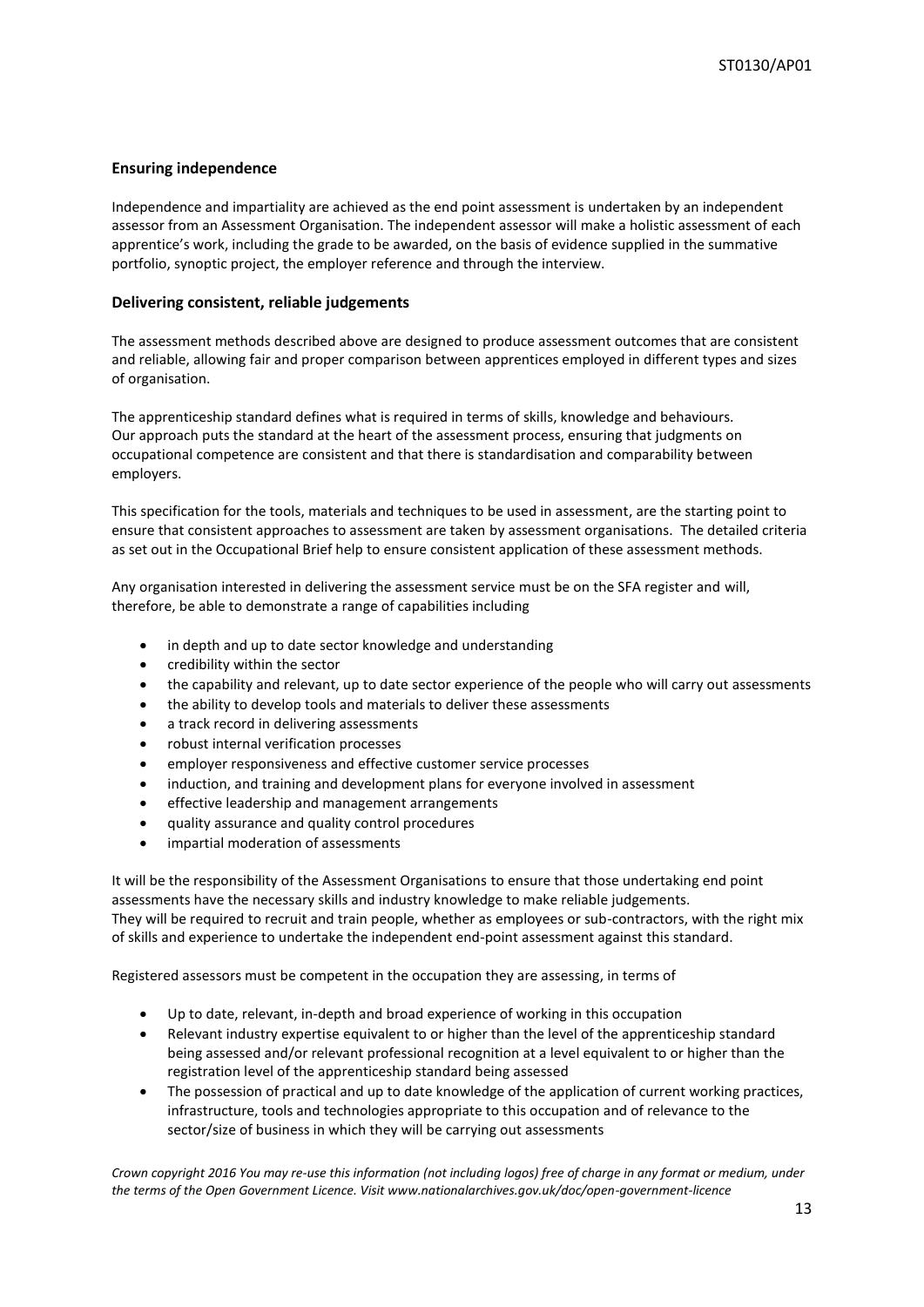### Ensuring independence

Independence and impartiality are achieved as the end point assessment is undertaken by an independent assessor from an Assessment Organisation. The independent assessor will make a holistic assessment of each apprentice's work, including the grade to be awarded, on the basis of evidence supplied in the summative portfolio, synoptic project, the employer reference and through the interview.

### Delivering consistent, reliable judgements

The assessment methods described above are designed to produce assessment outcomes that are consistent and reliable, allowing fair and proper comparison between apprentices employed in different types and sizes of organisation.

The apprenticeship standard defines what is required in terms of skills, knowledge and behaviours. Our approach puts the standard at the heart of the assessment process, ensuring that judgments on occupational competence are consistent and that there is standardisation and comparability between employers.

This specification for the tools, materials and techniques to be used in assessment, are the starting point to ensure that consistent approaches to assessment are taken by assessment organisations. The detailed criteria as set out in the Occupational Brief help to ensure consistent application of these assessment methods.

Any organisation interested in delivering the assessment service must be on the SFA register and will, therefore, be able to demonstrate a range of capabilities including

- in depth and up to date sector knowledge and understanding
- credibility within the sector
- the capability and relevant, up to date sector experience of the people who will carry out assessments
- the ability to develop tools and materials to deliver these assessments
- a track record in delivering assessments
- robust internal verification processes
- employer responsiveness and effective customer service processes
- induction, and training and development plans for everyone involved in assessment
- effective leadership and management arrangements
- quality assurance and quality control procedures
- impartial moderation of assessments

It will be the responsibility of the Assessment Organisations to ensure that those undertaking end point assessments have the necessary skills and industry knowledge to make reliable judgements. They will be required to recruit and train people, whether as employees or sub-contractors, with the right mix of skills and experience to undertake the independent end-point assessment against this standard.

Registered assessors must be competent in the occupation they are assessing, in terms of

- Up to date, relevant, in-depth and broad experience of working in this occupation
- Relevant industry expertise equivalent to or higher than the level of the apprenticeship standard being assessed and/or relevant professional recognition at a level equivalent to or higher than the registration level of the apprenticeship standard being assessed
- The possession of practical and up to date knowledge of the application of current working practices, infrastructure, tools and technologies appropriate to this occupation and of relevance to the sector/size of business in which they will be carrying out assessments

*Crown copyright 2016 You may re-use this information (not including logos) free of charge in any format or medium, under the terms of the Open Government Licence. Visit www.nationalarchives.gov.uk/doc/open-government-licence*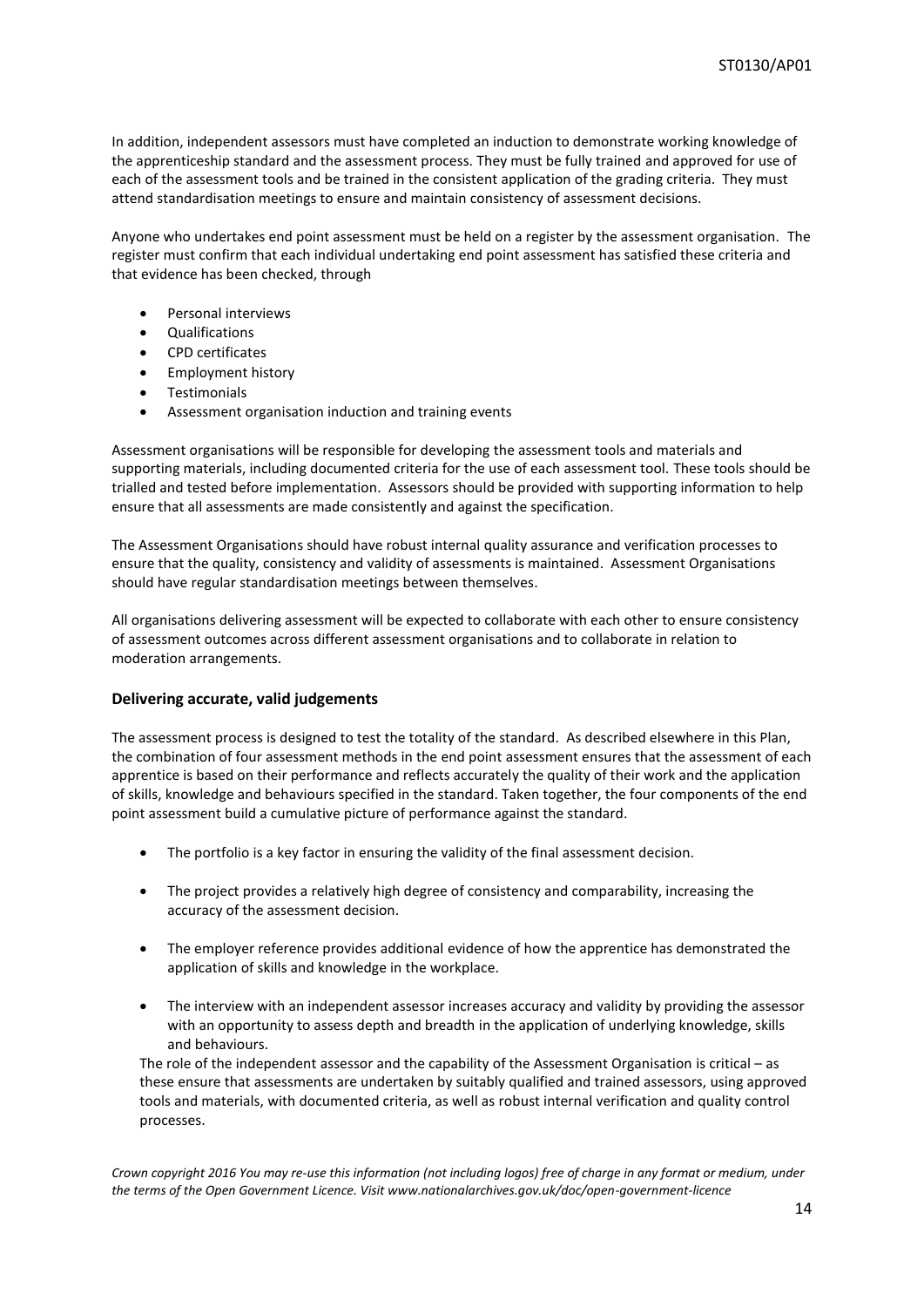In addition, independent assessors must have completed an induction to demonstrate working knowledge of the apprenticeship standard and the assessment process. They must be fully trained and approved for use of each of the assessment tools and be trained in the consistent application of the grading criteria. They must attend standardisation meetings to ensure and maintain consistency of assessment decisions.

Anyone who undertakes end point assessment must be held on a register by the assessment organisation. The register must confirm that each individual undertaking end point assessment has satisfied these criteria and that evidence has been checked, through

- Personal interviews
- Qualifications
- CPD certificates
- Employment history
- Testimonials
- Assessment organisation induction and training events

Assessment organisations will be responsible for developing the assessment tools and materials and supporting materials, including documented criteria for the use of each assessment tool. These tools should be trialled and tested before implementation. Assessors should be provided with supporting information to help ensure that all assessments are made consistently and against the specification.

The Assessment Organisations should have robust internal quality assurance and verification processes to ensure that the quality, consistency and validity of assessments is maintained. Assessment Organisations should have regular standardisation meetings between themselves.

All organisations delivering assessment will be expected to collaborate with each other to ensure consistency of assessment outcomes across different assessment organisations and to collaborate in relation to moderation arrangements.

### Delivering accurate, valid judgements

The assessment process is designed to test the totality of the standard. As described elsewhere in this Plan, the combination of four assessment methods in the end point assessment ensures that the assessment of each apprentice is based on their performance and reflects accurately the quality of their work and the application of skills, knowledge and behaviours specified in the standard. Taken together, the four components of the end point assessment build a cumulative picture of performance against the standard.

- The portfolio is a key factor in ensuring the validity of the final assessment decision.
- The project provides a relatively high degree of consistency and comparability, increasing the accuracy of the assessment decision.
- The employer reference provides additional evidence of how the apprentice has demonstrated the application of skills and knowledge in the workplace.
- The interview with an independent assessor increases accuracy and validity by providing the assessor with an opportunity to assess depth and breadth in the application of underlying knowledge, skills and behaviours.

The role of the independent assessor and the capability of the Assessment Organisation is critical – as these ensure that assessments are undertaken by suitably qualified and trained assessors, using approved tools and materials, with documented criteria, as well as robust internal verification and quality control processes.

*Crown copyright 2016 You may re-use this information (not including logos) free of charge in any format or medium, under the terms of the Open Government Licence. Visit www.nationalarchives.gov.uk/doc/open-government-licence*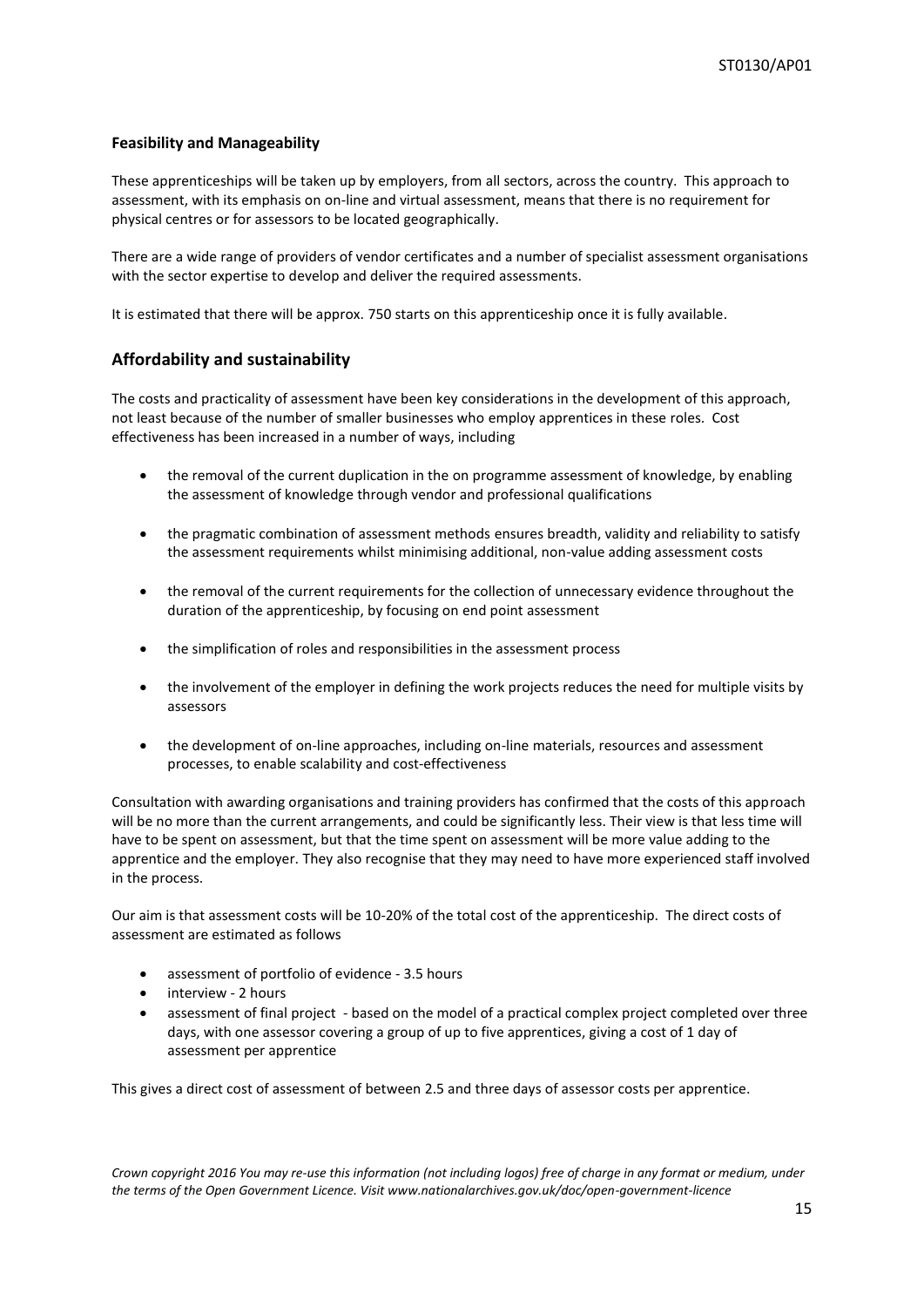### Feasibility and Manageability

These apprenticeships will be taken up by employers, from all sectors, across the country. This approach to assessment, with its emphasis on on-line and virtual assessment, means that there is no requirement for physical centres or for assessors to be located geographically.

There are a wide range of providers of vendor certificates and a number of specialist assessment organisations with the sector expertise to develop and deliver the required assessments.

It is estimated that there will be approx. 750 starts on this apprenticeship once it is fully available.

## Affordability and sustainability

The costs and practicality of assessment have been key considerations in the development of this approach, not least because of the number of smaller businesses who employ apprentices in these roles. Cost effectiveness has been increased in a number of ways, including

- the removal of the current duplication in the on programme assessment of knowledge, by enabling the assessment of knowledge through vendor and professional qualifications
- the pragmatic combination of assessment methods ensures breadth, validity and reliability to satisfy the assessment requirements whilst minimising additional, non-value adding assessment costs
- the removal of the current requirements for the collection of unnecessary evidence throughout the duration of the apprenticeship, by focusing on end point assessment
- the simplification of roles and responsibilities in the assessment process
- the involvement of the employer in defining the work projects reduces the need for multiple visits by assessors
- the development of on-line approaches, including on-line materials, resources and assessment processes, to enable scalability and cost-effectiveness

Consultation with awarding organisations and training providers has confirmed that the costs of this approach will be no more than the current arrangements, and could be significantly less. Their view is that less time will have to be spent on assessment, but that the time spent on assessment will be more value adding to the apprentice and the employer. They also recognise that they may need to have more experienced staff involved in the process.

Our aim is that assessment costs will be 10-20% of the total cost of the apprenticeship. The direct costs of assessment are estimated as follows

- assessment of portfolio of evidence - 3.5 hours
- interview - 2 hours
- assessment of final project - based on the model of a practical complex project completed over three days, with one assessor covering a group of up to five apprentices, giving a cost of 1 day of assessment per apprentice

This gives a direct cost of assessment of between 2.5 and three days of assessor costs per apprentice.

*Crown copyright 2016 You may re-use this information (not including logos) free of charge in any format or medium, under the terms of the Open Government Licence. Visit www.nationalarchives.gov.uk/doc/open-government-licence*